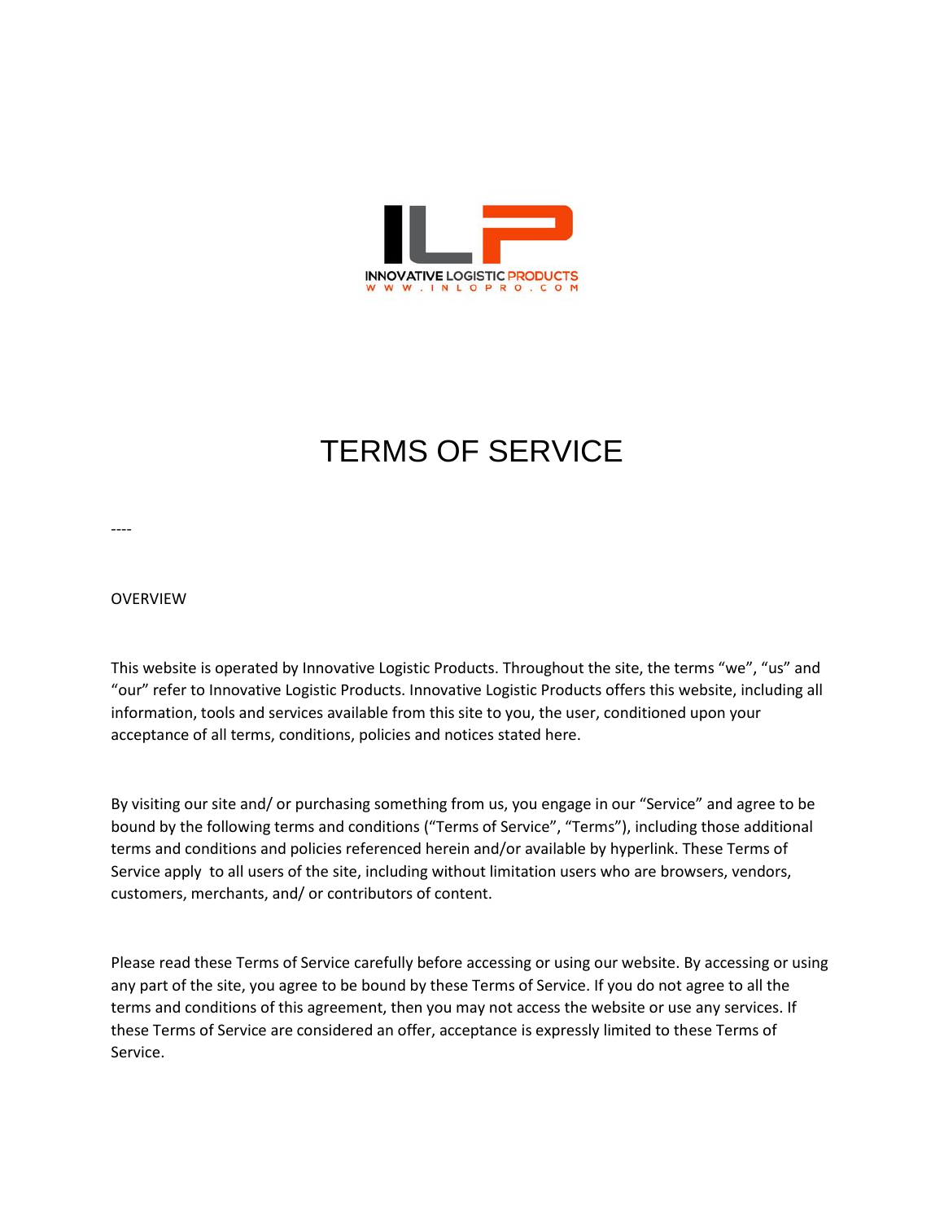INNOVATIVE LOGISTIC PRODUCTS
WWW.INLOPRO.COM

# TERMS OF SERVICE

----

## OVERVIEW

This website is operated by Innovative Logistic Products. Throughout the site, the terms "we", "us" and "our" refer to Innovative Logistic Products. Innovative Logistic Products offers this website, including all information, tools and services available from this site to you, the user, conditioned upon your acceptance of all terms, conditions, policies and notices stated here.

By visiting our site and/ or purchasing something from us, you engage in our "Service" and agree to be bound by the following terms and conditions ("Terms of Service", "Terms"), including those additional terms and conditions and policies referenced herein and/or available by hyperlink. These Terms of Service apply to all users of the site, including without limitation users who are browsers, vendors, customers, merchants, and/ or contributors of content.

Please read these Terms of Service carefully before accessing or using our website. By accessing or using any part of the site, you agree to be bound by these Terms of Service. If you do not agree to all the terms and conditions of this agreement, then you may not access the website or use any services. If these Terms of Service are considered an offer, acceptance is expressly limited to these Terms of Service.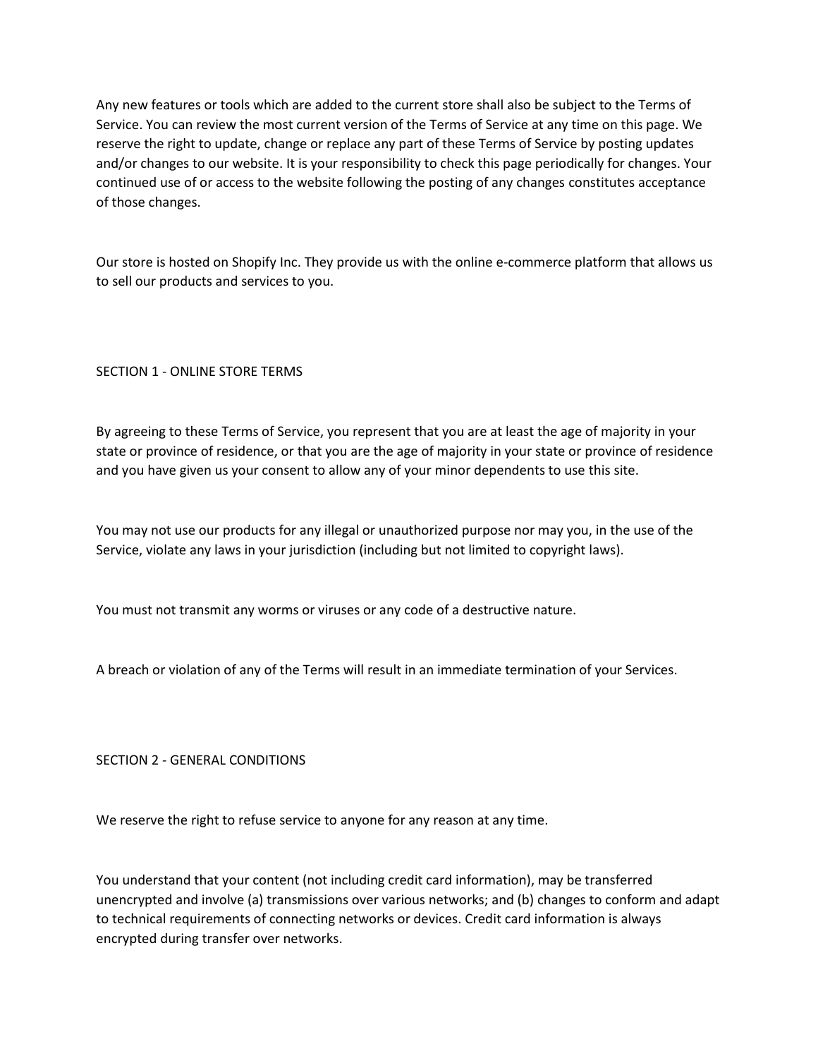Any new features or tools which are added to the current store shall also be subject to the Terms of Service. You can review the most current version of the Terms of Service at any time on this page. We reserve the right to update, change or replace any part of these Terms of Service by posting updates and/or changes to our website. It is your responsibility to check this page periodically for changes. Your continued use of or access to the website following the posting of any changes constitutes acceptance of those changes.

Our store is hosted on Shopify Inc. They provide us with the online e-commerce platform that allows us to sell our products and services to you.

## SECTION 1 - ONLINE STORE TERMS

By agreeing to these Terms of Service, you represent that you are at least the age of majority in your state or province of residence, or that you are the age of majority in your state or province of residence and you have given us your consent to allow any of your minor dependents to use this site.

You may not use our products for any illegal or unauthorized purpose nor may you, in the use of the Service, violate any laws in your jurisdiction (including but not limited to copyright laws).

You must not transmit any worms or viruses or any code of a destructive nature.

A breach or violation of any of the Terms will result in an immediate termination of your Services.

## SECTION 2 - GENERAL CONDITIONS

We reserve the right to refuse service to anyone for any reason at any time.

You understand that your content (not including credit card information), may be transferred unencrypted and involve (a) transmissions over various networks; and (b) changes to conform and adapt to technical requirements of connecting networks or devices. Credit card information is always encrypted during transfer over networks.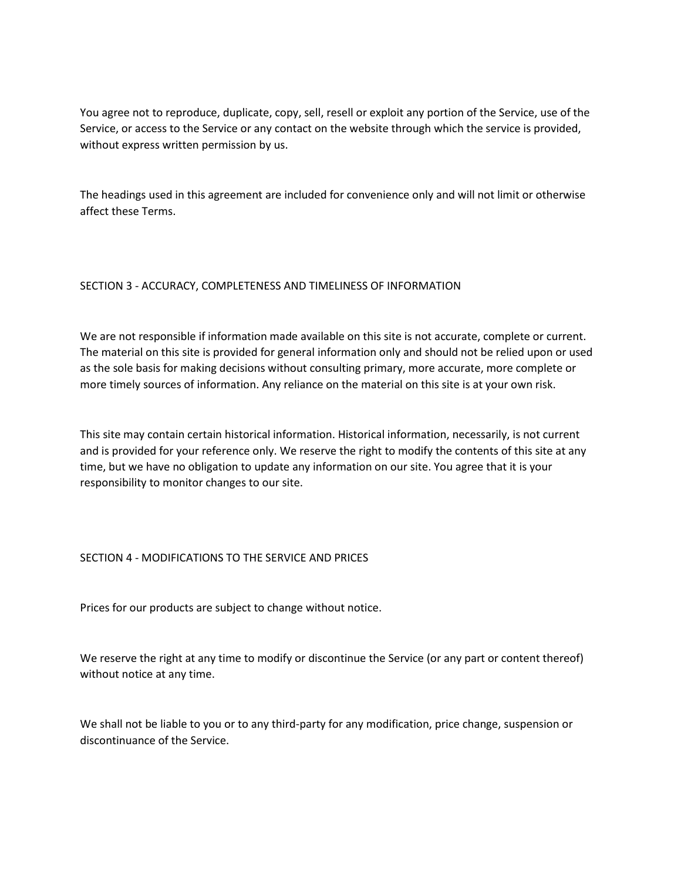You agree not to reproduce, duplicate, copy, sell, resell or exploit any portion of the Service, use of the Service, or access to the Service or any contact on the website through which the service is provided, without express written permission by us.

The headings used in this agreement are included for convenience only and will not limit or otherwise affect these Terms.

## SECTION 3 - ACCURACY, COMPLETENESS AND TIMELINESS OF INFORMATION

We are not responsible if information made available on this site is not accurate, complete or current. The material on this site is provided for general information only and should not be relied upon or used as the sole basis for making decisions without consulting primary, more accurate, more complete or more timely sources of information. Any reliance on the material on this site is at your own risk.

This site may contain certain historical information. Historical information, necessarily, is not current and is provided for your reference only. We reserve the right to modify the contents of this site at any time, but we have no obligation to update any information on our site. You agree that it is your responsibility to monitor changes to our site.

## SECTION 4 - MODIFICATIONS TO THE SERVICE AND PRICES

Prices for our products are subject to change without notice.

We reserve the right at any time to modify or discontinue the Service (or any part or content thereof) without notice at any time.

We shall not be liable to you or to any third-party for any modification, price change, suspension or discontinuance of the Service.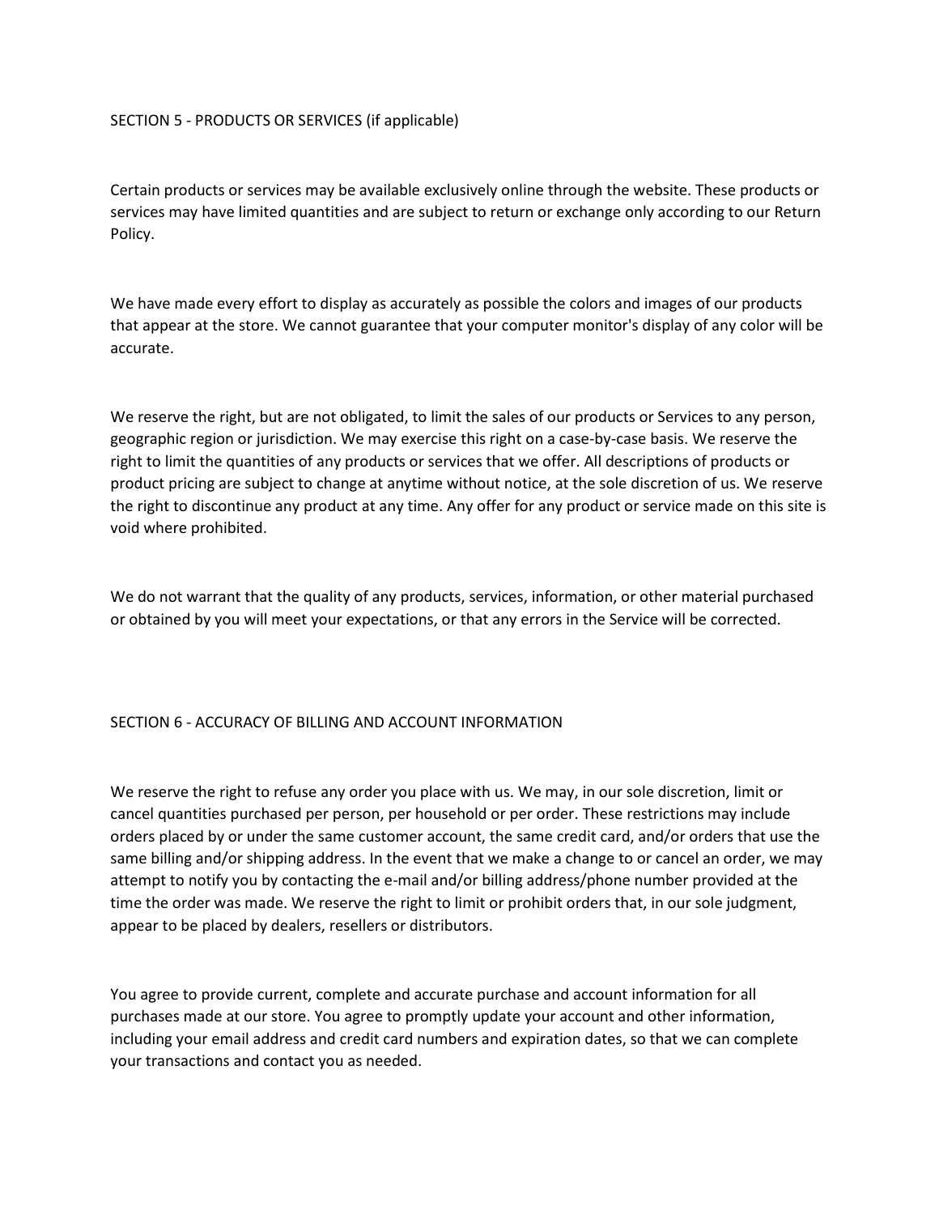## SECTION 5 - PRODUCTS OR SERVICES (if applicable)

Certain products or services may be available exclusively online through the website. These products or services may have limited quantities and are subject to return or exchange only according to our Return Policy.

We have made every effort to display as accurately as possible the colors and images of our products that appear at the store. We cannot guarantee that your computer monitor's display of any color will be accurate.

We reserve the right, but are not obligated, to limit the sales of our products or Services to any person, geographic region or jurisdiction. We may exercise this right on a case-by-case basis. We reserve the right to limit the quantities of any products or services that we offer. All descriptions of products or product pricing are subject to change at anytime without notice, at the sole discretion of us. We reserve the right to discontinue any product at any time. Any offer for any product or service made on this site is void where prohibited.

We do not warrant that the quality of any products, services, information, or other material purchased or obtained by you will meet your expectations, or that any errors in the Service will be corrected.

## SECTION 6 - ACCURACY OF BILLING AND ACCOUNT INFORMATION

We reserve the right to refuse any order you place with us. We may, in our sole discretion, limit or cancel quantities purchased per person, per household or per order. These restrictions may include orders placed by or under the same customer account, the same credit card, and/or orders that use the same billing and/or shipping address. In the event that we make a change to or cancel an order, we may attempt to notify you by contacting the e-mail and/or billing address/phone number provided at the time the order was made. We reserve the right to limit or prohibit orders that, in our sole judgment, appear to be placed by dealers, resellers or distributors.

You agree to provide current, complete and accurate purchase and account information for all purchases made at our store. You agree to promptly update your account and other information, including your email address and credit card numbers and expiration dates, so that we can complete your transactions and contact you as needed.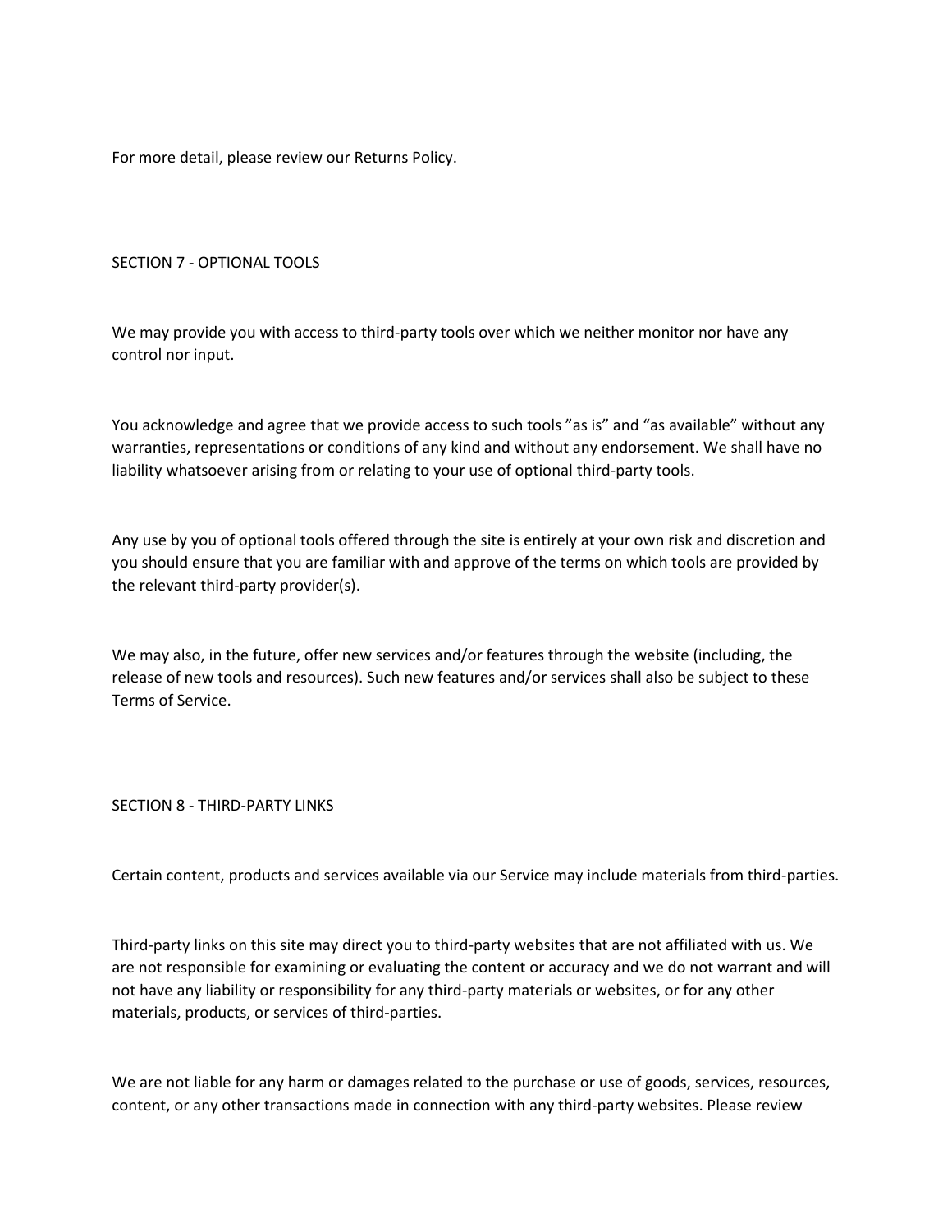For more detail, please review our Returns Policy.

## SECTION 7 - OPTIONAL TOOLS

We may provide you with access to third-party tools over which we neither monitor nor have any control nor input.

You acknowledge and agree that we provide access to such tools "as is" and "as available" without any warranties, representations or conditions of any kind and without any endorsement. We shall have no liability whatsoever arising from or relating to your use of optional third-party tools.

Any use by you of optional tools offered through the site is entirely at your own risk and discretion and you should ensure that you are familiar with and approve of the terms on which tools are provided by the relevant third-party provider(s).

We may also, in the future, offer new services and/or features through the website (including, the release of new tools and resources). Such new features and/or services shall also be subject to these Terms of Service.

## SECTION 8 - THIRD-PARTY LINKS

Certain content, products and services available via our Service may include materials from third-parties.

Third-party links on this site may direct you to third-party websites that are not affiliated with us. We are not responsible for examining or evaluating the content or accuracy and we do not warrant and will not have any liability or responsibility for any third-party materials or websites, or for any other materials, products, or services of third-parties.

We are not liable for any harm or damages related to the purchase or use of goods, services, resources, content, or any other transactions made in connection with any third-party websites. Please review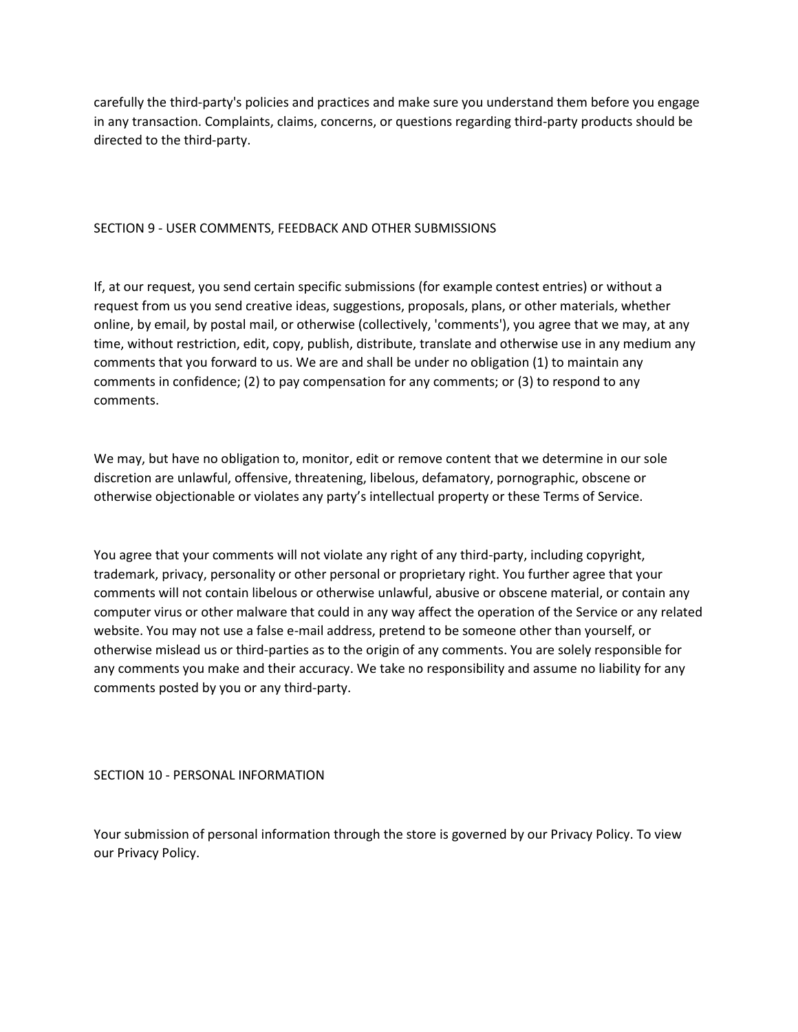carefully the third-party's policies and practices and make sure you understand them before you engage in any transaction. Complaints, claims, concerns, or questions regarding third-party products should be directed to the third-party.

## SECTION 9 - USER COMMENTS, FEEDBACK AND OTHER SUBMISSIONS

If, at our request, you send certain specific submissions (for example contest entries) or without a request from us you send creative ideas, suggestions, proposals, plans, or other materials, whether online, by email, by postal mail, or otherwise (collectively, 'comments'), you agree that we may, at any time, without restriction, edit, copy, publish, distribute, translate and otherwise use in any medium any comments that you forward to us. We are and shall be under no obligation (1) to maintain any comments in confidence; (2) to pay compensation for any comments; or (3) to respond to any comments.

We may, but have no obligation to, monitor, edit or remove content that we determine in our sole discretion are unlawful, offensive, threatening, libelous, defamatory, pornographic, obscene or otherwise objectionable or violates any party’s intellectual property or these Terms of Service.

You agree that your comments will not violate any right of any third-party, including copyright, trademark, privacy, personality or other personal or proprietary right. You further agree that your comments will not contain libelous or otherwise unlawful, abusive or obscene material, or contain any computer virus or other malware that could in any way affect the operation of the Service or any related website. You may not use a false e-mail address, pretend to be someone other than yourself, or otherwise mislead us or third-parties as to the origin of any comments. You are solely responsible for any comments you make and their accuracy. We take no responsibility and assume no liability for any comments posted by you or any third-party.

## SECTION 10 - PERSONAL INFORMATION

Your submission of personal information through the store is governed by our Privacy Policy. To view our Privacy Policy.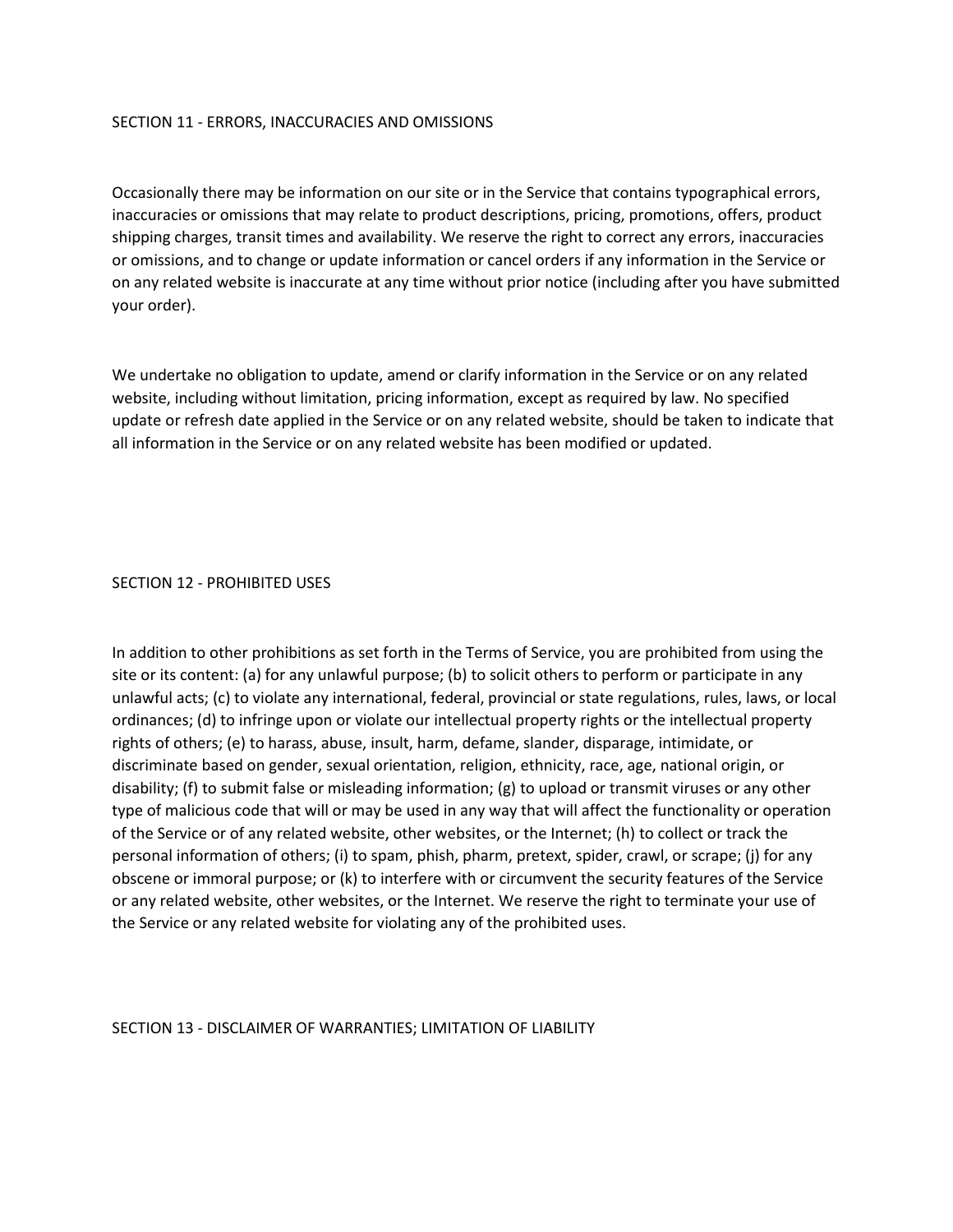## SECTION 11 - ERRORS, INACCURACIES AND OMISSIONS

Occasionally there may be information on our site or in the Service that contains typographical errors, inaccuracies or omissions that may relate to product descriptions, pricing, promotions, offers, product shipping charges, transit times and availability. We reserve the right to correct any errors, inaccuracies or omissions, and to change or update information or cancel orders if any information in the Service or on any related website is inaccurate at any time without prior notice (including after you have submitted your order).

We undertake no obligation to update, amend or clarify information in the Service or on any related website, including without limitation, pricing information, except as required by law. No specified update or refresh date applied in the Service or on any related website, should be taken to indicate that all information in the Service or on any related website has been modified or updated.

## SECTION 12 - PROHIBITED USES

In addition to other prohibitions as set forth in the Terms of Service, you are prohibited from using the site or its content: (a) for any unlawful purpose; (b) to solicit others to perform or participate in any unlawful acts; (c) to violate any international, federal, provincial or state regulations, rules, laws, or local ordinances; (d) to infringe upon or violate our intellectual property rights or the intellectual property rights of others; (e) to harass, abuse, insult, harm, defame, slander, disparage, intimidate, or discriminate based on gender, sexual orientation, religion, ethnicity, race, age, national origin, or disability; (f) to submit false or misleading information; (g) to upload or transmit viruses or any other type of malicious code that will or may be used in any way that will affect the functionality or operation of the Service or of any related website, other websites, or the Internet; (h) to collect or track the personal information of others; (i) to spam, phish, pharm, pretext, spider, crawl, or scrape; (j) for any obscene or immoral purpose; or (k) to interfere with or circumvent the security features of the Service or any related website, other websites, or the Internet. We reserve the right to terminate your use of the Service or any related website for violating any of the prohibited uses.

## SECTION 13 - DISCLAIMER OF WARRANTIES; LIMITATION OF LIABILITY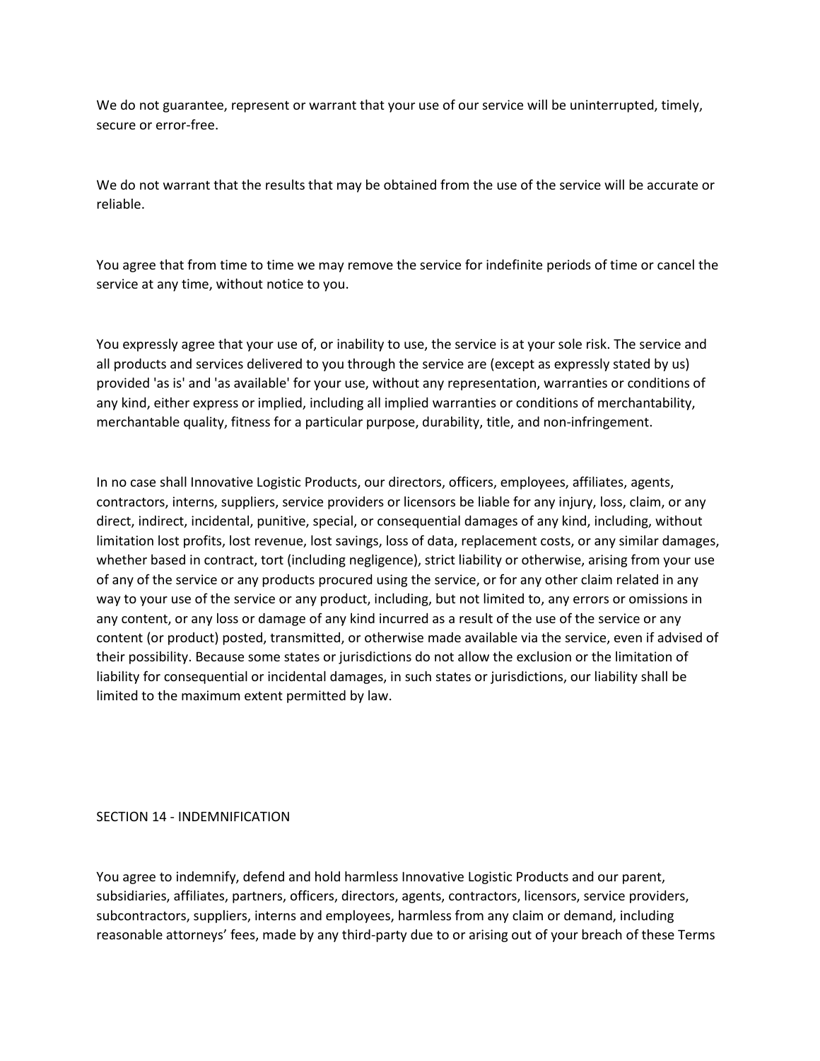We do not guarantee, represent or warrant that your use of our service will be uninterrupted, timely, secure or error-free.

We do not warrant that the results that may be obtained from the use of the service will be accurate or reliable.

You agree that from time to time we may remove the service for indefinite periods of time or cancel the service at any time, without notice to you.

You expressly agree that your use of, or inability to use, the service is at your sole risk. The service and all products and services delivered to you through the service are (except as expressly stated by us) provided 'as is' and 'as available' for your use, without any representation, warranties or conditions of any kind, either express or implied, including all implied warranties or conditions of merchantability, merchantable quality, fitness for a particular purpose, durability, title, and non-infringement.

In no case shall Innovative Logistic Products, our directors, officers, employees, affiliates, agents, contractors, interns, suppliers, service providers or licensors be liable for any injury, loss, claim, or any direct, indirect, incidental, punitive, special, or consequential damages of any kind, including, without limitation lost profits, lost revenue, lost savings, loss of data, replacement costs, or any similar damages, whether based in contract, tort (including negligence), strict liability or otherwise, arising from your use of any of the service or any products procured using the service, or for any other claim related in any way to your use of the service or any product, including, but not limited to, any errors or omissions in any content, or any loss or damage of any kind incurred as a result of the use of the service or any content (or product) posted, transmitted, or otherwise made available via the service, even if advised of their possibility. Because some states or jurisdictions do not allow the exclusion or the limitation of liability for consequential or incidental damages, in such states or jurisdictions, our liability shall be limited to the maximum extent permitted by law.

## SECTION 14 - INDEMNIFICATION

You agree to indemnify, defend and hold harmless Innovative Logistic Products and our parent, subsidiaries, affiliates, partners, officers, directors, agents, contractors, licensors, service providers, subcontractors, suppliers, interns and employees, harmless from any claim or demand, including reasonable attorneys' fees, made by any third-party due to or arising out of your breach of these Terms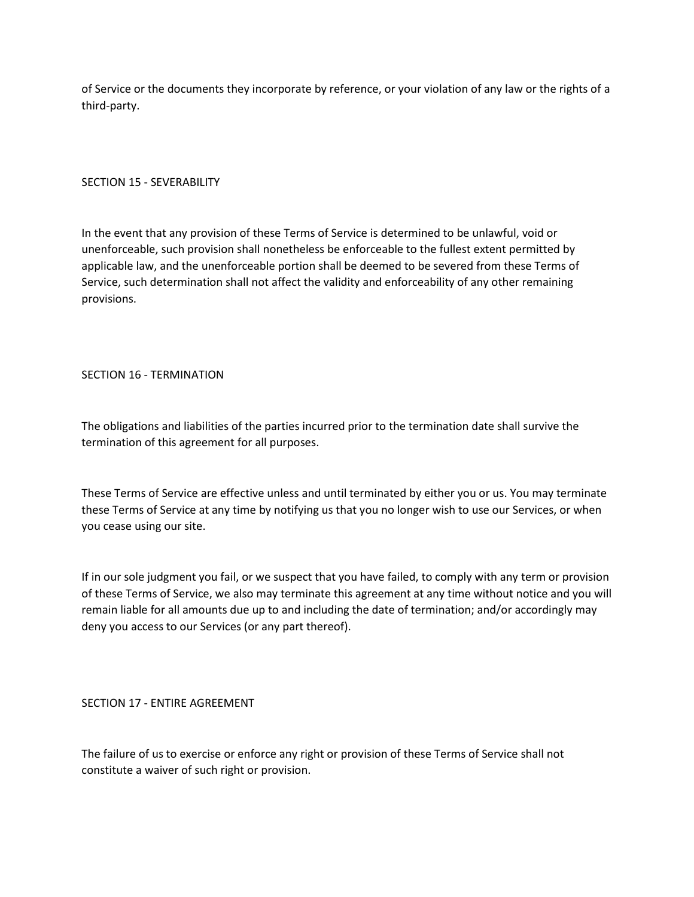of Service or the documents they incorporate by reference, or your violation of any law or the rights of a third-party.

## SECTION 15 - SEVERABILITY

In the event that any provision of these Terms of Service is determined to be unlawful, void or unenforceable, such provision shall nonetheless be enforceable to the fullest extent permitted by applicable law, and the unenforceable portion shall be deemed to be severed from these Terms of Service, such determination shall not affect the validity and enforceability of any other remaining provisions.

## SECTION 16 - TERMINATION

The obligations and liabilities of the parties incurred prior to the termination date shall survive the termination of this agreement for all purposes.

These Terms of Service are effective unless and until terminated by either you or us. You may terminate these Terms of Service at any time by notifying us that you no longer wish to use our Services, or when you cease using our site.

If in our sole judgment you fail, or we suspect that you have failed, to comply with any term or provision of these Terms of Service, we also may terminate this agreement at any time without notice and you will remain liable for all amounts due up to and including the date of termination; and/or accordingly may deny you access to our Services (or any part thereof).

## SECTION 17 - ENTIRE AGREEMENT

The failure of us to exercise or enforce any right or provision of these Terms of Service shall not constitute a waiver of such right or provision.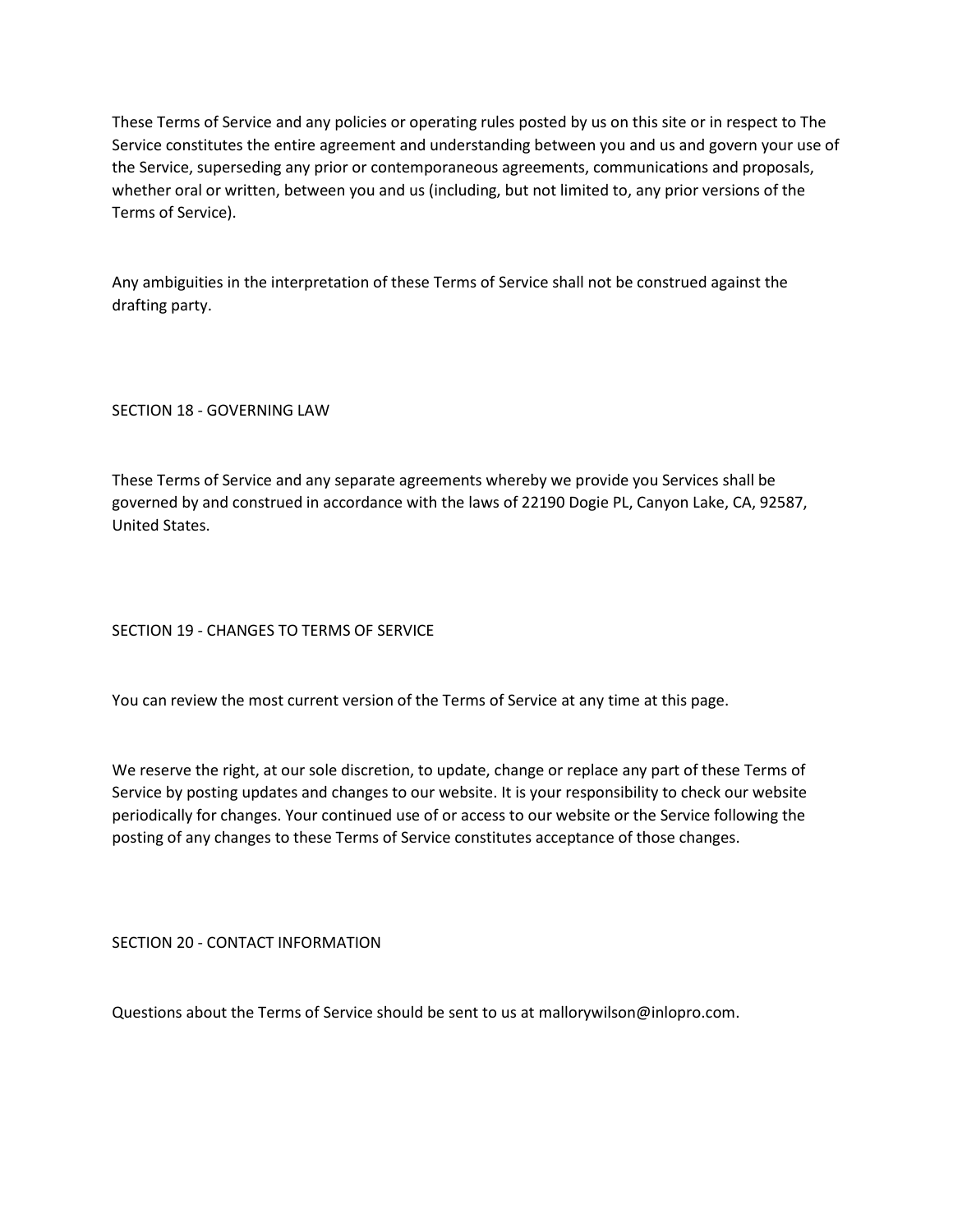These Terms of Service and any policies or operating rules posted by us on this site or in respect to The Service constitutes the entire agreement and understanding between you and us and govern your use of the Service, superseding any prior or contemporaneous agreements, communications and proposals, whether oral or written, between you and us (including, but not limited to, any prior versions of the Terms of Service).

Any ambiguities in the interpretation of these Terms of Service shall not be construed against the drafting party.

## SECTION 18 - GOVERNING LAW

These Terms of Service and any separate agreements whereby we provide you Services shall be governed by and construed in accordance with the laws of 22190 Dogie PL, Canyon Lake, CA, 92587, United States.

## SECTION 19 - CHANGES TO TERMS OF SERVICE

You can review the most current version of the Terms of Service at any time at this page.

We reserve the right, at our sole discretion, to update, change or replace any part of these Terms of Service by posting updates and changes to our website. It is your responsibility to check our website periodically for changes. Your continued use of or access to our website or the Service following the posting of any changes to these Terms of Service constitutes acceptance of those changes.

## SECTION 20 - CONTACT INFORMATION

Questions about the Terms of Service should be sent to us at mallorywilson@inlopro.com.